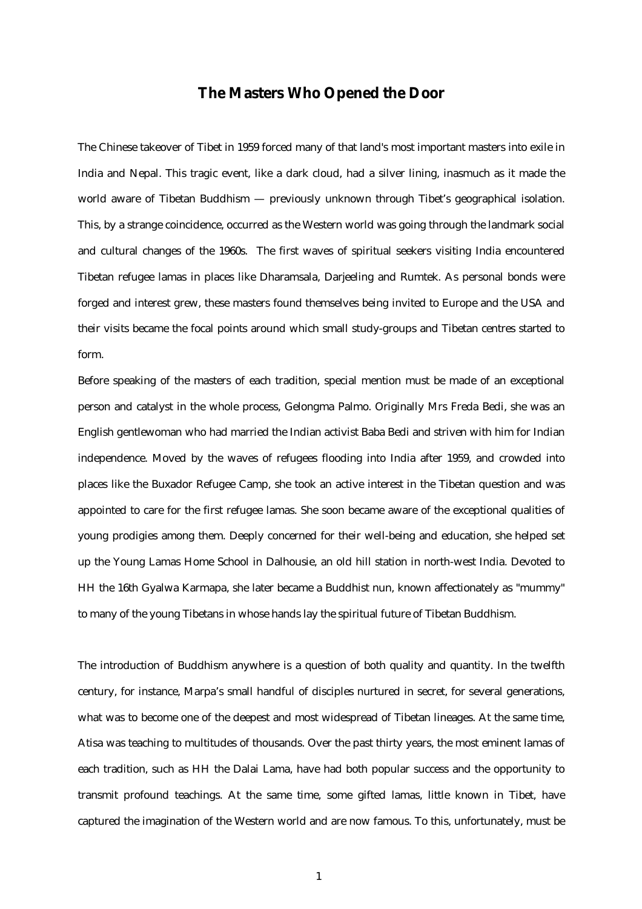# The Masters Who Opened the Door

The Chinese takeover of Tibet in 1959 forced many of that land's most important masters into exile in India and Nepal. This tragic event, like a dark cloud, had a silver lining, inasmuch as it made the world aware of Tibetan Buddhism — previously unknown through Tibet's geographical isolation. This, by a strange coincidence, occurred as the Western world was going through the landmark social and cultural changes of the 1960s. The first waves of spiritual seekers visiting India encountered Tibetan refugee lamas in places like Dharamsala, Darjeeling and Rumtek. As personal bonds were forged and interest grew, these masters found themselves being invited to Europe and the USA and their visits became the focal points around which small study-groups and Tibetan centres started to form.

Before speaking of the masters of each tradition, special mention must be made of an exceptional person and catalyst in the whole process, Gelongma Palmo. Originally Mrs Freda Bedi, she was an English gentlewoman who had married the Indian activist Baba Bedi and striven with him for Indian independence. Moved by the waves of refugees flooding into India after 1959, and crowded into places like the Buxador Refugee Camp, she took an active interest in the Tibetan question and was appointed to care for the first refugee lamas. She soon became aware of the exceptional qualities of young prodigies among them. Deeply concerned for their well-being and education, she helped set up the Young Lamas Home School in Dalhousie, an old hill station in north-west India. Devoted to HH the 16th Gyalwa Karmapa, she later became a Buddhist nun, known affectionately as "mummy" to many of the young Tibetans in whose hands lay the spiritual future of Tibetan Buddhism.

The introduction of Buddhism anywhere is a question of both quality and quantity. In the twelfth century, for instance, Marpa's small handful of disciples nurtured in secret, for several generations, what was to become one of the deepest and most widespread of Tibetan lineages. At the same time, Atisa was teaching to multitudes of thousands. Over the past thirty years, the most eminent lamas of each tradition, such as HH the Dalai Lama, have had both popular success and the opportunity to transmit profound teachings. At the same time, some gifted lamas, little known in Tibet, have captured the imagination of the Western world and are now famous. To this, unfortunately, must be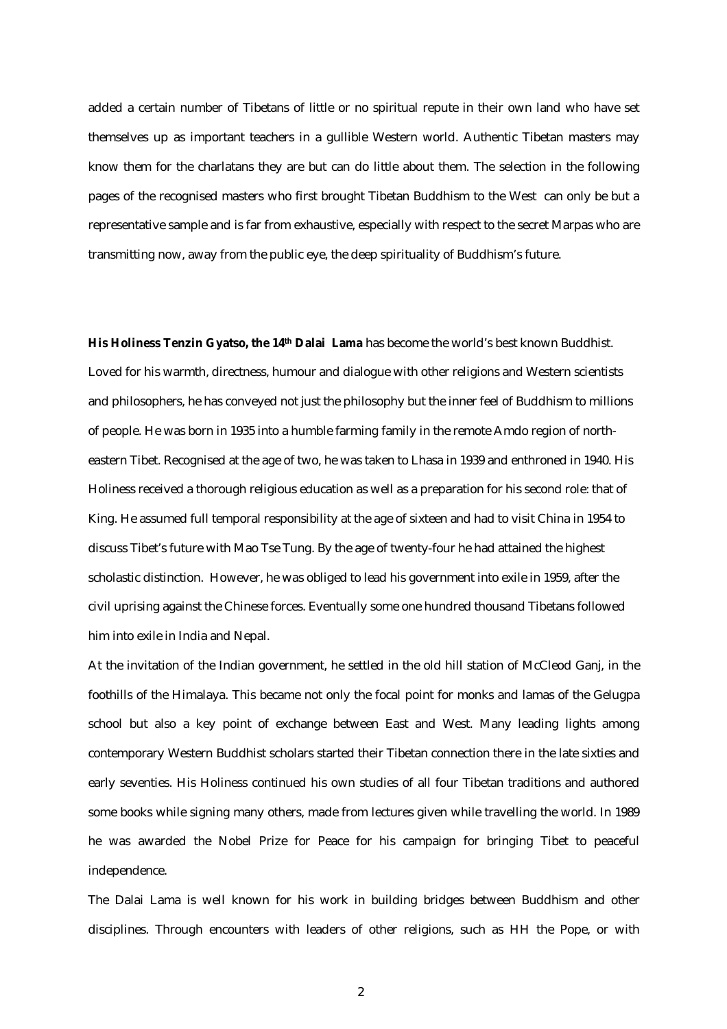added a certain number of Tibetans of little or no spiritual repute in their own land who have set themselves up as important teachers in a gullible Western world. Authentic Tibetan masters may know them for the charlatans they are but can do little about them. The selection in the following pages of the recognised masters who first brought Tibetan Buddhism to the West can only be but a representative sample and is far from exhaustive, especially with respect to the secret Marpas who are transmitting now, away from the public eye, the deep spirituality of Buddhism's future.

**His Holiness Tenzin Gyatso, the 14th Dalai Lama** has become the world's best known Buddhist. Loved for his warmth, directness, humour and dialogue with other religions and Western scientists and philosophers, he has conveyed not just the philosophy but the inner feel of Buddhism to millions of people. He was born in 1935 into a humble farming family in the remote Amdo region of north-eastern Tibet. Recognised at the age of two, he was taken to Lhasa in 1939 and enthroned in 1940. His Holiness received a thorough religious education as well as a preparation for his second role: that of King. He assumed full temporal responsibility at the age of sixteen and had to visit China in 1954 to discuss Tibet's future with Mao Tse Tung. By the age of twenty-four he had attained the highest scholastic distinction. However, he was obliged to lead his government into exile in 1959, after the civil uprising against the Chinese forces. Eventually some one hundred thousand Tibetans followed him into exile in India and Nepal.

At the invitation of the Indian government, he settled in the old hill station of McCleod Ganj, in the foothills of the Himalaya. This became not only the focal point for monks and lamas of the Gelugpa school but also a key point of exchange between East and West. Many leading lights among contemporary Western Buddhist scholars started their Tibetan connection there in the late sixties and early seventies. His Holiness continued his own studies of all four Tibetan traditions and authored some books while signing many others, made from lectures given while travelling the world. In 1989 he was awarded the Nobel Prize for Peace for his campaign for bringing Tibet to peaceful independence.

The Dalai Lama is well known for his work in building bridges between Buddhism and other disciplines. Through encounters with leaders of other religions, such as HH the Pope, or with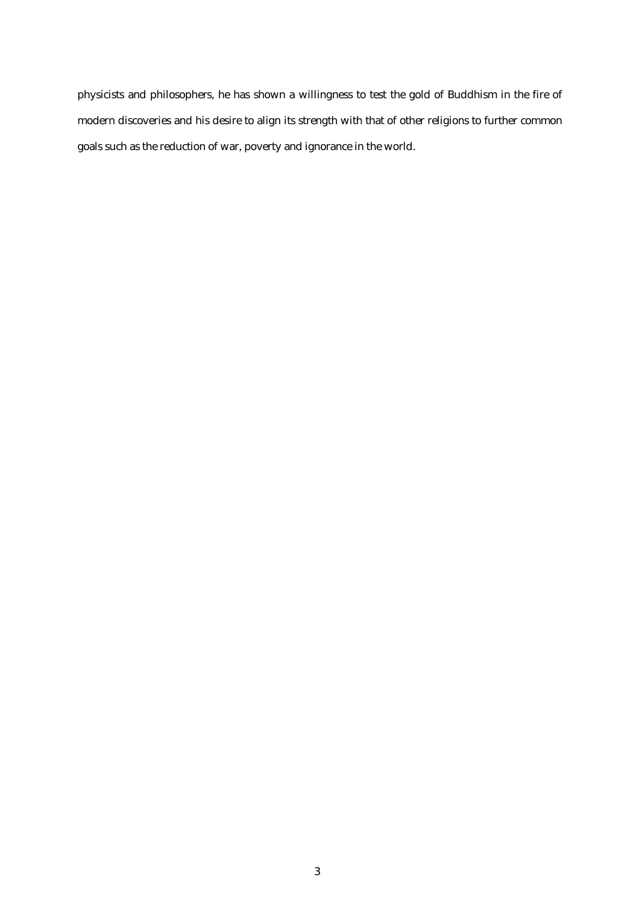physicists and philosophers, he has shown a willingness to test the gold of Buddhism in the fire of modern discoveries and his desire to align its strength with that of other religions to further common goals such as the reduction of war, poverty and ignorance in the world.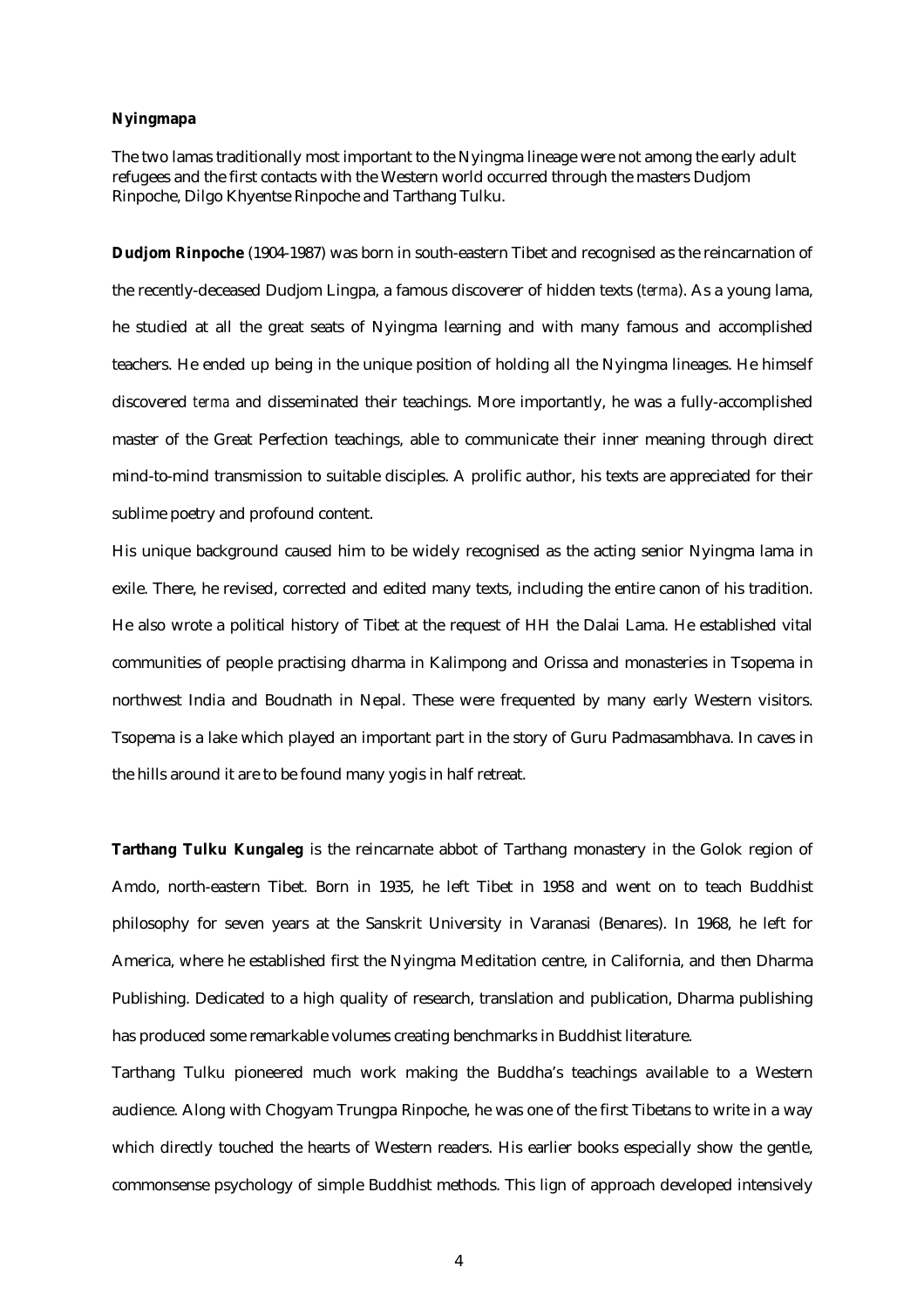**Nyingmapa**

The two lamas traditionally most important to the Nyingma lineage were not among the early adult refugees and the first contacts with the Western world occurred through the masters Dudjom Rinpoche, Dilgo Khyentse Rinpoche and Tarthang Tulku.

**Dudjom Rinpoche** (1904-1987) was born in south-eastern Tibet and recognised as the reincarnation of the recently-deceased Dudjom Lingpa, a famous discoverer of hidden texts (*terma*). As a young lama, he studied at all the great seats of Nyingma learning and with many famous and accomplished teachers. He ended up being in the unique position of holding all the Nyingma lineages. He himself discovered *terma* and disseminated their teachings. More importantly, he was a fully-accomplished master of the Great Perfection teachings, able to communicate their inner meaning through direct mind-to-mind transmission to suitable disciples. A prolific author, his texts are appreciated for their sublime poetry and profound content.

His unique background caused him to be widely recognised as the acting senior Nyingma lama in exile. There, he revised, corrected and edited many texts, including the entire canon of his tradition. He also wrote a political history of Tibet at the request of HH the Dalai Lama. He established vital communities of people practising dharma in Kalimpong and Orissa and monasteries in Tsopema in northwest India and Boudnath in Nepal. These were frequented by many early Western visitors. Tsopema is a lake which played an important part in the story of Guru Padmasambhava. In caves in the hills around it are to be found many yogis in half retreat.

**Tarthang Tulku Kungaleg** is the reincarnate abbot of Tarthang monastery in the Golok region of Amdo, north-eastern Tibet. Born in 1935, he left Tibet in 1958 and went on to teach Buddhist philosophy for seven years at the Sanskrit University in Varanasi (Benares). In 1968, he left for America, where he established first the Nyingma Meditation centre, in California, and then Dharma Publishing. Dedicated to a high quality of research, translation and publication, Dharma publishing has produced some remarkable volumes creating benchmarks in Buddhist literature.

Tarthang Tulku pioneered much work making the Buddha's teachings available to a Western audience. Along with Chogyam Trungpa Rinpoche, he was one of the first Tibetans to write in a way which directly touched the hearts of Western readers. His earlier books especially show the gentle, commonsense psychology of simple Buddhist methods. This lign of approach developed intensively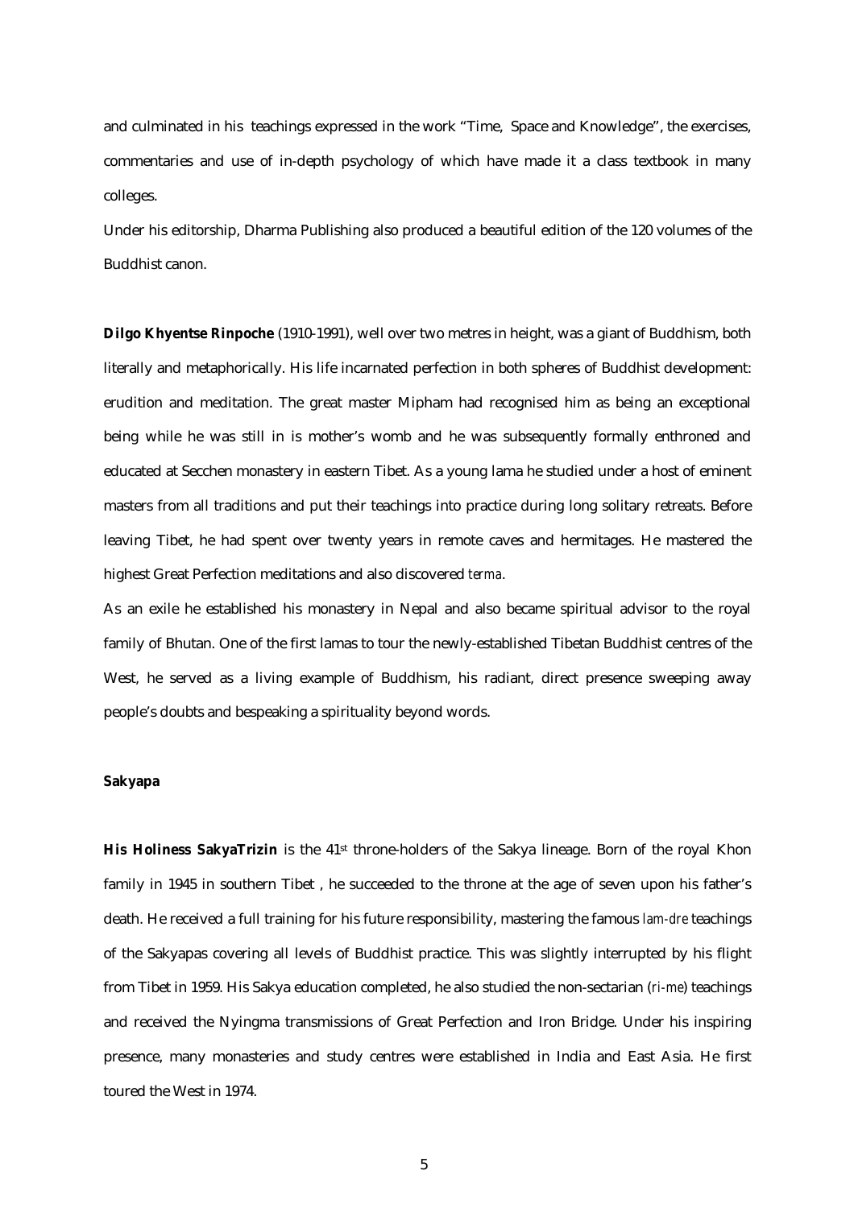and culminated in his  teachings expressed in the work "Time, Space and Knowledge", the exercises, commentaries and use of in-depth psychology of which have made it a class textbook in many colleges.

Under his editorship, Dharma Publishing also produced a beautiful edition of the 120 volumes of the Buddhist canon.

**Dilgo Khyentse Rinpoche** (1910-1991), well over two metres in height, was a giant of Buddhism, both literally and metaphorically. His life incarnated perfection in both spheres of Buddhist development: erudition and meditation. The great master Mipham had recognised him as being an exceptional being while he was still in is mother's womb and he was subsequently formally enthroned and educated at Secchen monastery in eastern Tibet. As a young lama he studied under a host of eminent masters from all traditions and put their teachings into practice during long solitary retreats. Before leaving Tibet, he had spent over twenty years in remote caves and hermitages. He mastered the highest Great Perfection meditations and also discovered *terma*.

As an exile he established his monastery in Nepal and also became spiritual advisor to the royal family of Bhutan. One of the first lamas to tour the newly-established Tibetan Buddhist centres of the West, he served as a living example of Buddhism, his radiant, direct presence sweeping away people's doubts and bespeaking a spirituality beyond words.

**Sakyapa**

**His Holiness SakyaTrizin** is the 41st throne-holders of the Sakya lineage. Born of the royal Khon family in 1945 in southern Tibet , he succeeded to the throne at the age of seven upon his father's death. He received a full training for his future responsibility, mastering the famous *lam-dre* teachings of the Sakyapas covering all levels of Buddhist practice. This was slightly interrupted by his flight from Tibet in 1959. His Sakya education completed, he also studied the non-sectarian (*ri-me*) teachings and received the Nyingma transmissions of Great Perfection and Iron Bridge. Under his inspiring presence, many monasteries and study centres were established in India and East Asia. He first toured the West in 1974.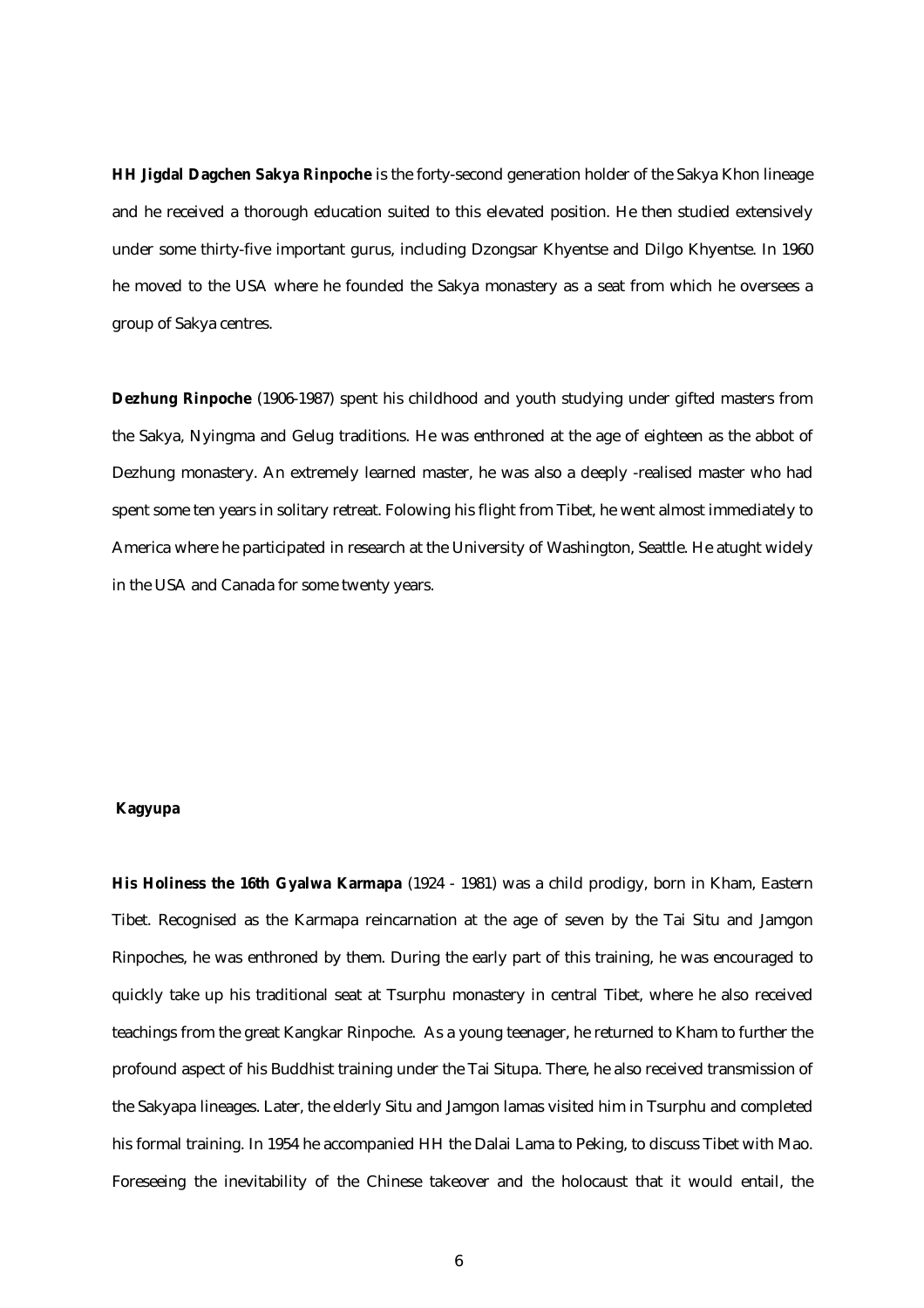**HH Jigdal Dagchen Sakya Rinpoche** is the forty-second generation holder of the Sakya Khon lineage and he received a thorough education suited to this elevated position. He then studied extensively under some thirty-five important gurus, including Dzongsar Khyentse and Dilgo Khyentse. In 1960 he moved to the USA where he founded the Sakya monastery as a seat from which he oversees a group of Sakya centres.

**Dezhung Rinpoche** (1906-1987) spent his childhood and youth studying under gifted masters from the Sakya, Nyingma and Gelug traditions. He was enthroned at the age of eighteen as the abbot of Dezhung monastery. An extremely learned master, he was also a deeply -realised master who had spent some ten years in solitary retreat. Folowing his flight from Tibet, he went almost immediately to America where he participated in research at the University of Washington, Seattle. He atught widely in the USA and Canada for some twenty years.

**Kagyupa**

**His Holiness the 16th Gyalwa Karmapa** (1924 - 1981) was a child prodigy, born in Kham, Eastern Tibet. Recognised as the Karmapa reincarnation at the age of seven by the Tai Situ and Jamgon Rinpoches, he was enthroned by them. During the early part of this training, he was encouraged to quickly take up his traditional seat at Tsurphu monastery in central Tibet, where he also received teachings from the great Kangkar Rinpoche. As a young teenager, he returned to Kham to further the profound aspect of his Buddhist training under the Tai Situpa. There, he also received transmission of the Sakyapa lineages. Later, the elderly Situ and Jamgon lamas visited him in Tsurphu and completed his formal training. In 1954 he accompanied HH the Dalai Lama to Peking, to discuss Tibet with Mao. Foreseeing the inevitability of the Chinese takeover and the holocaust that it would entail, the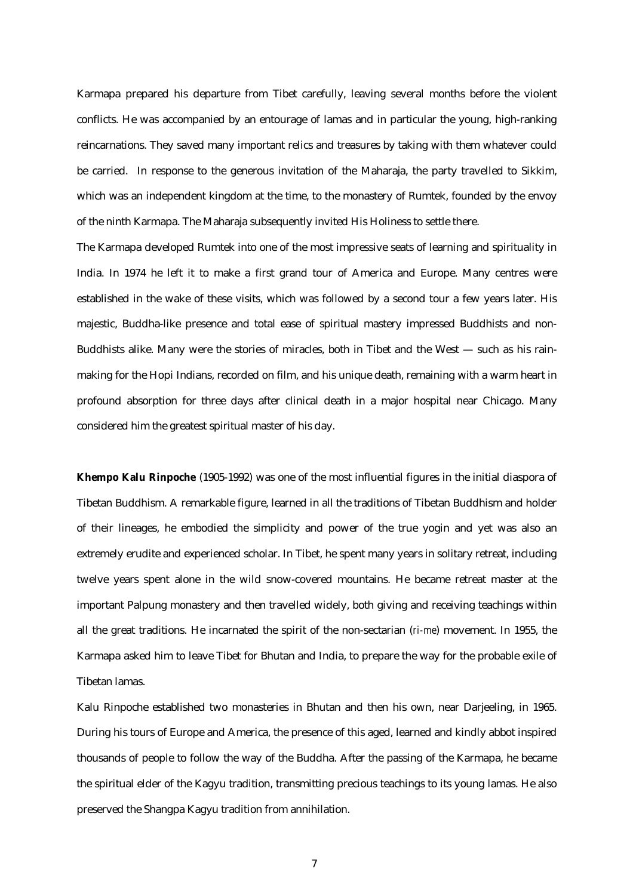Karmapa prepared his departure from Tibet carefully, leaving several months before the violent conflicts. He was accompanied by an entourage of lamas and in particular the young, high-ranking reincarnations. They saved many important relics and treasures by taking with them whatever could be carried. In response to the generous invitation of the Maharaja, the party travelled to Sikkim, which was an independent kingdom at the time, to the monastery of Rumtek, founded by the envoy of the ninth Karmapa. The Maharaja subsequently invited His Holiness to settle there.

The Karmapa developed Rumtek into one of the most impressive seats of learning and spirituality in India. In 1974 he left it to make a first grand tour of America and Europe. Many centres were established in the wake of these visits, which was followed by a second tour a few years later. His majestic, Buddha-like presence and total ease of spiritual mastery impressed Buddhists and non-Buddhists alike. Many were the stories of miracles, both in Tibet and the West — such as his rain-making for the Hopi Indians, recorded on film, and his unique death, remaining with a warm heart in profound absorption for three days after clinical death in a major hospital near Chicago. Many considered him the greatest spiritual master of his day.

**Khempo Kalu Rinpoche** (1905-1992) was one of the most influential figures in the initial diaspora of Tibetan Buddhism. A remarkable figure, learned in all the traditions of Tibetan Buddhism and holder of their lineages, he embodied the simplicity and power of the true yogin and yet was also an extremely erudite and experienced scholar. In Tibet, he spent many years in solitary retreat, including twelve years spent alone in the wild snow-covered mountains. He became retreat master at the important Palpung monastery and then travelled widely, both giving and receiving teachings within all the great traditions. He incarnated the spirit of the non-sectarian (*ri-me*) movement. In 1955, the Karmapa asked him to leave Tibet for Bhutan and India, to prepare the way for the probable exile of Tibetan lamas.

Kalu Rinpoche established two monasteries in Bhutan and then his own, near Darjeeling, in 1965. During his tours of Europe and America, the presence of this aged, learned and kindly abbot inspired thousands of people to follow the way of the Buddha. After the passing of the Karmapa, he became the spiritual elder of the Kagyu tradition, transmitting precious teachings to its young lamas. He also preserved the Shangpa Kagyu tradition from annihilation.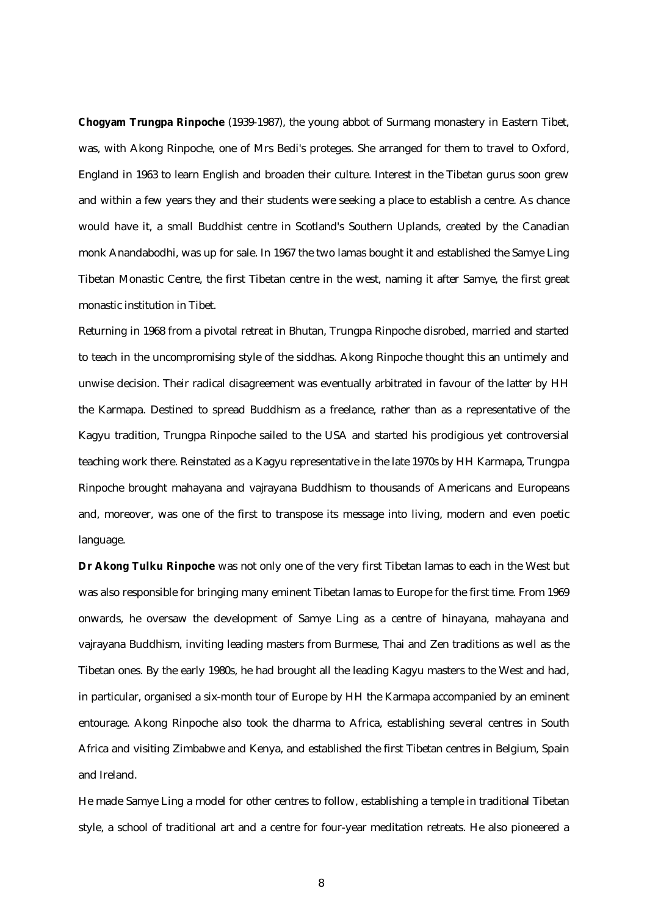**Chogyam Trungpa Rinpoche** (1939-1987), the young abbot of Surmang monastery in Eastern Tibet, was, with Akong Rinpoche, one of Mrs Bedi's proteges. She arranged for them to travel to Oxford, England in 1963 to learn English and broaden their culture. Interest in the Tibetan gurus soon grew and within a few years they and their students were seeking a place to establish a centre. As chance would have it, a small Buddhist centre in Scotland's Southern Uplands, created by the Canadian monk Anandabodhi, was up for sale. In 1967 the two lamas bought it and established the Samye Ling Tibetan Monastic Centre, the first Tibetan centre in the west, naming it after Samye, the first great monastic institution in Tibet.

Returning in 1968 from a pivotal retreat in Bhutan, Trungpa Rinpoche disrobed, married and started to teach in the uncompromising style of the siddhas. Akong Rinpoche thought this an untimely and unwise decision. Their radical disagreement was eventually arbitrated in favour of the latter by HH the Karmapa. Destined to spread Buddhism as a freelance, rather than as a representative of the Kagyu tradition, Trungpa Rinpoche sailed to the USA and started his prodigious yet controversial teaching work there. Reinstated as a Kagyu representative in the late 1970s by HH Karmapa, Trungpa Rinpoche brought mahayana and vajrayana Buddhism to thousands of Americans and Europeans and, moreover, was one of the first to transpose its message into living, modern and even poetic language.

**Dr Akong Tulku Rinpoche** was not only one of the very first Tibetan lamas to each in the West but was also responsible for bringing many eminent Tibetan lamas to Europe for the first time. From 1969 onwards, he oversaw the development of Samye Ling as a centre of hinayana, mahayana and vajrayana Buddhism, inviting leading masters from Burmese, Thai and Zen traditions as well as the Tibetan ones. By the early 1980s, he had brought all the leading Kagyu masters to the West and had, in particular, organised a six-month tour of Europe by HH the Karmapa accompanied by an eminent entourage. Akong Rinpoche also took the dharma to Africa, establishing several centres in South Africa and visiting Zimbabwe and Kenya, and established the first Tibetan centres in Belgium, Spain and Ireland.

He made Samye Ling a model for other centres to follow, establishing a temple in traditional Tibetan style, a school of traditional art and a centre for four-year meditation retreats. He also pioneered a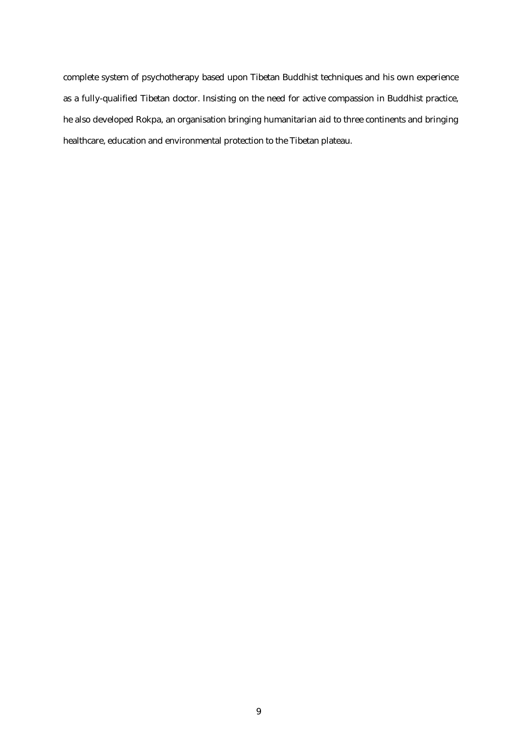complete system of psychotherapy based upon Tibetan Buddhist techniques and his own experience as a fully-qualified Tibetan doctor. Insisting on the need for active compassion in Buddhist practice, he also developed Rokpa, an organisation bringing humanitarian aid to three continents and bringing healthcare, education and environmental protection to the Tibetan plateau.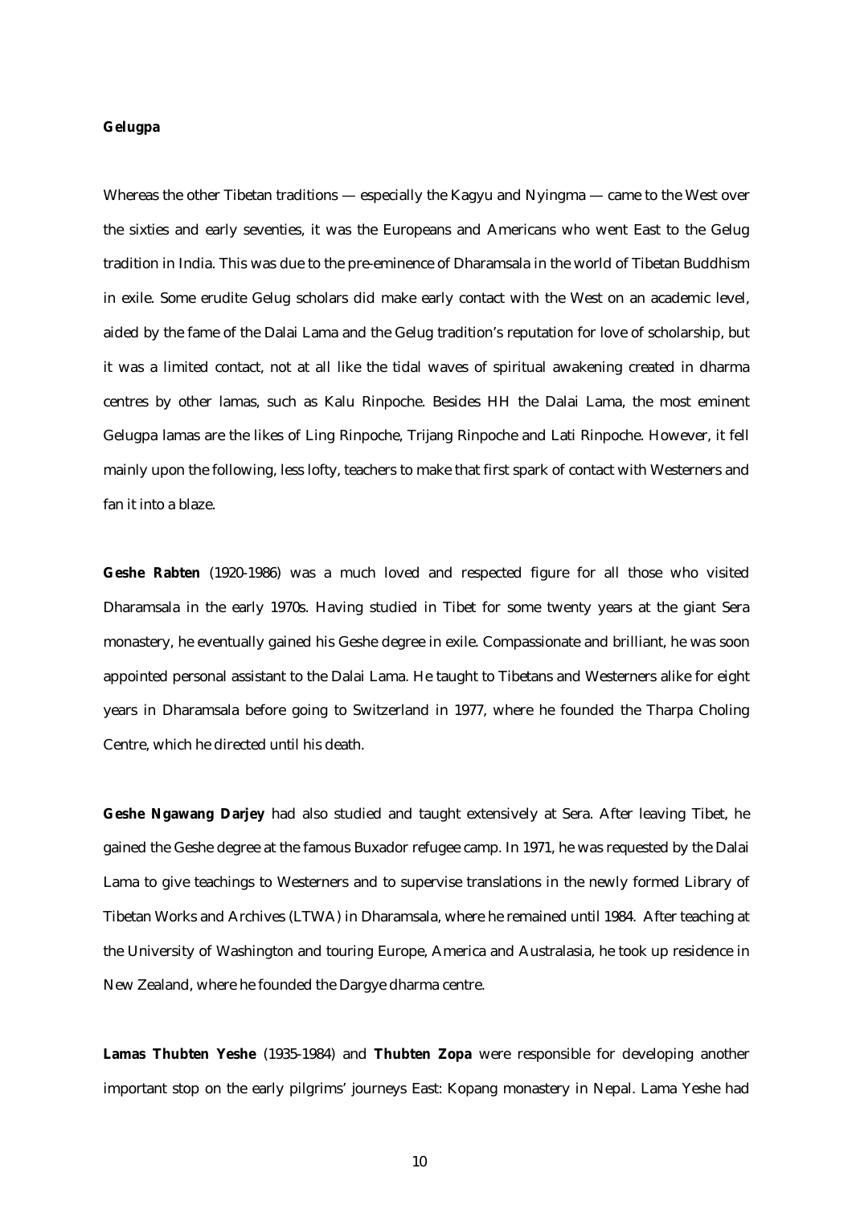**Gelugpa**

Whereas the other Tibetan traditions — especially the Kagyu and Nyingma — came to the West over the sixties and early seventies, it was the Europeans and Americans who went East to the Gelug tradition in India. This was due to the pre-eminence of Dharamsala in the world of Tibetan Buddhism in exile. Some erudite Gelug scholars did make early contact with the West on an academic level, aided by the fame of the Dalai Lama and the Gelug tradition's reputation for love of scholarship, but it was a limited contact, not at all like the tidal waves of spiritual awakening created in dharma centres by other lamas, such as Kalu Rinpoche. Besides HH the Dalai Lama, the most eminent Gelugpa lamas are the likes of Ling Rinpoche, Trijang Rinpoche and Lati Rinpoche. However, it fell mainly upon the following, less lofty, teachers to make that first spark of contact with Westerners and fan it into a blaze.

**Geshe Rabten** (1920-1986) was a much loved and respected figure for all those who visited Dharamsala in the early 1970s. Having studied in Tibet for some twenty years at the giant Sera monastery, he eventually gained his Geshe degree in exile. Compassionate and brilliant, he was soon appointed personal assistant to the Dalai Lama. He taught to Tibetans and Westerners alike for eight years in Dharamsala before going to Switzerland in 1977, where he founded the Tharpa Choling Centre, which he directed until his death.

**Geshe Ngawang Darjey** had also studied and taught extensively at Sera. After leaving Tibet, he gained the Geshe degree at the famous Buxador refugee camp. In 1971, he was requested by the Dalai Lama to give teachings to Westerners and to supervise translations in the newly formed Library of Tibetan Works and Archives (LTWA) in Dharamsala, where he remained until 1984. After teaching at the University of Washington and touring Europe, America and Australasia, he took up residence in New Zealand, where he founded the Dargye dharma centre.

**Lamas Thubten Yeshe** (1935-1984) and **Thubten Zopa** were responsible for developing another important stop on the early pilgrims' journeys East: Kopang monastery in Nepal. Lama Yeshe had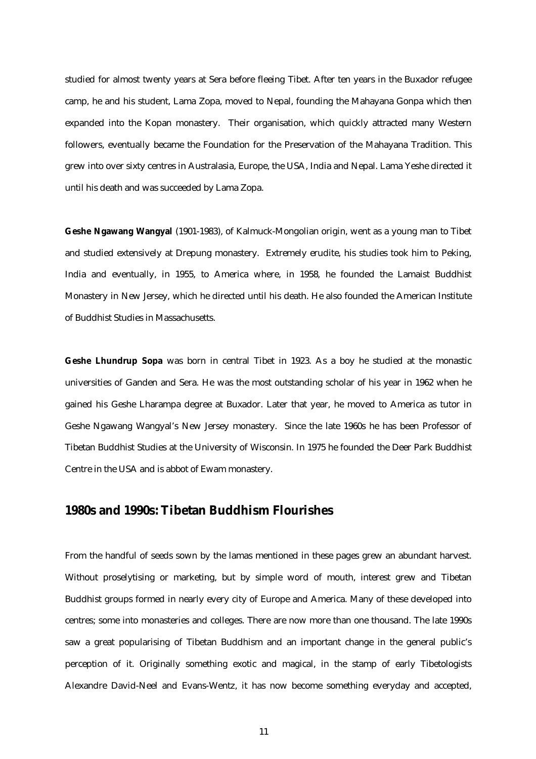studied for almost twenty years at Sera before fleeing Tibet. After ten years in the Buxador refugee camp, he and his student, Lama Zopa, moved to Nepal, founding the Mahayana Gonpa which then expanded into the Kopan monastery. Their organisation, which quickly attracted many Western followers, eventually became the Foundation for the Preservation of the Mahayana Tradition. This grew into over sixty centres in Australasia, Europe, the USA, India and Nepal. Lama Yeshe directed it until his death and was succeeded by Lama Zopa.

**Geshe Ngawang Wangyal** (1901-1983), of Kalmuck-Mongolian origin, went as a young man to Tibet and studied extensively at Drepung monastery. Extremely erudite, his studies took him to Peking, India and eventually, in 1955, to America where, in 1958, he founded the Lamaist Buddhist Monastery in New Jersey, which he directed until his death. He also founded the American Institute of Buddhist Studies in Massachusetts.

**Geshe Lhundrup Sopa** was born in central Tibet in 1923. As a boy he studied at the monastic universities of Ganden and Sera. He was the most outstanding scholar of his year in 1962 when he gained his Geshe Lharampa degree at Buxador. Later that year, he moved to America as tutor in Geshe Ngawang Wangyal's New Jersey monastery. Since the late 1960s he has been Professor of Tibetan Buddhist Studies at the University of Wisconsin. In 1975 he founded the Deer Park Buddhist Centre in the USA and is abbot of Ewam monastery.

## 1980s and 1990s: Tibetan Buddhism Flourishes

From the handful of seeds sown by the lamas mentioned in these pages grew an abundant harvest. Without proselytising or marketing, but by simple word of mouth, interest grew and Tibetan Buddhist groups formed in nearly every city of Europe and America. Many of these developed into centres; some into monasteries and colleges. There are now more than one thousand. The late 1990s saw a great popularising of Tibetan Buddhism and an important change in the general public's perception of it. Originally something exotic and magical, in the stamp of early Tibetologists Alexandre David-Neel and Evans-Wentz, it has now become something everyday and accepted,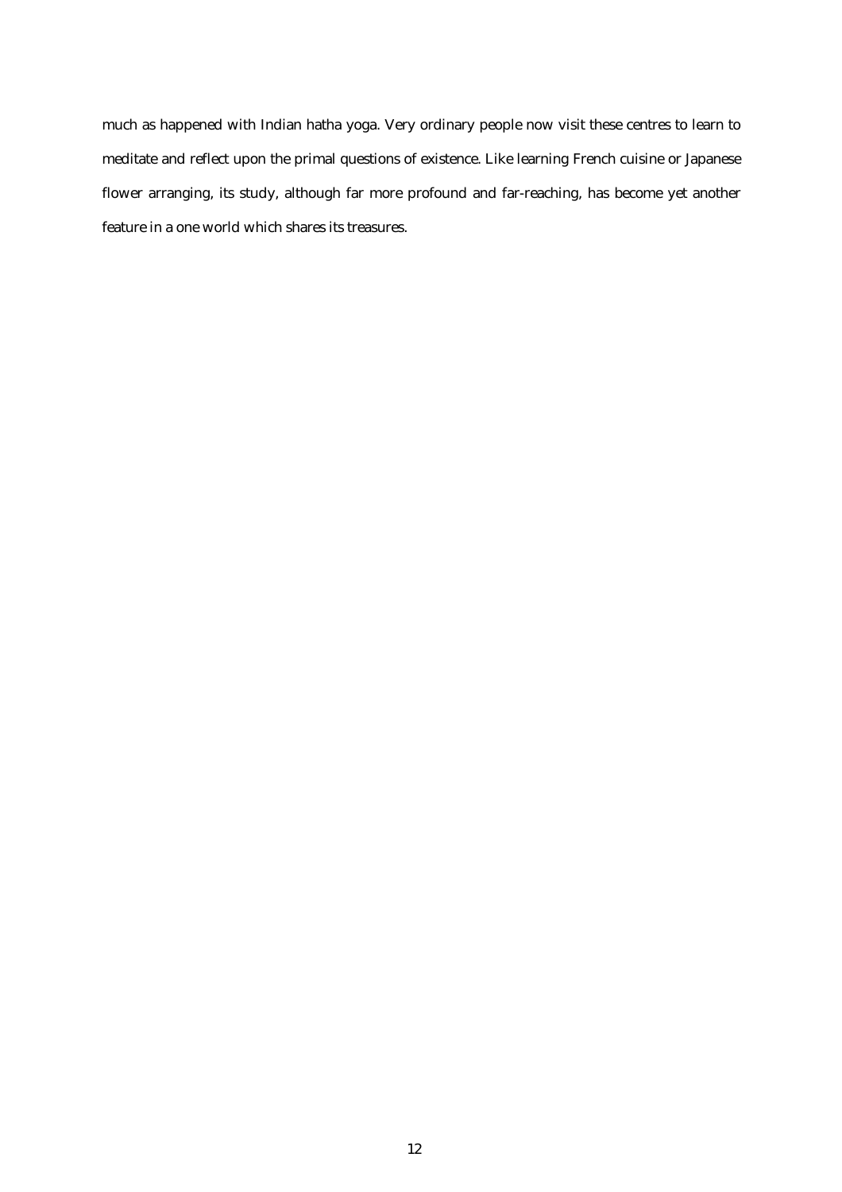much as happened with Indian hatha yoga. Very ordinary people now visit these centres to learn to meditate and reflect upon the primal questions of existence. Like learning French cuisine or Japanese flower arranging, its study, although far more profound and far-reaching, has become yet another feature in a one world which shares its treasures.